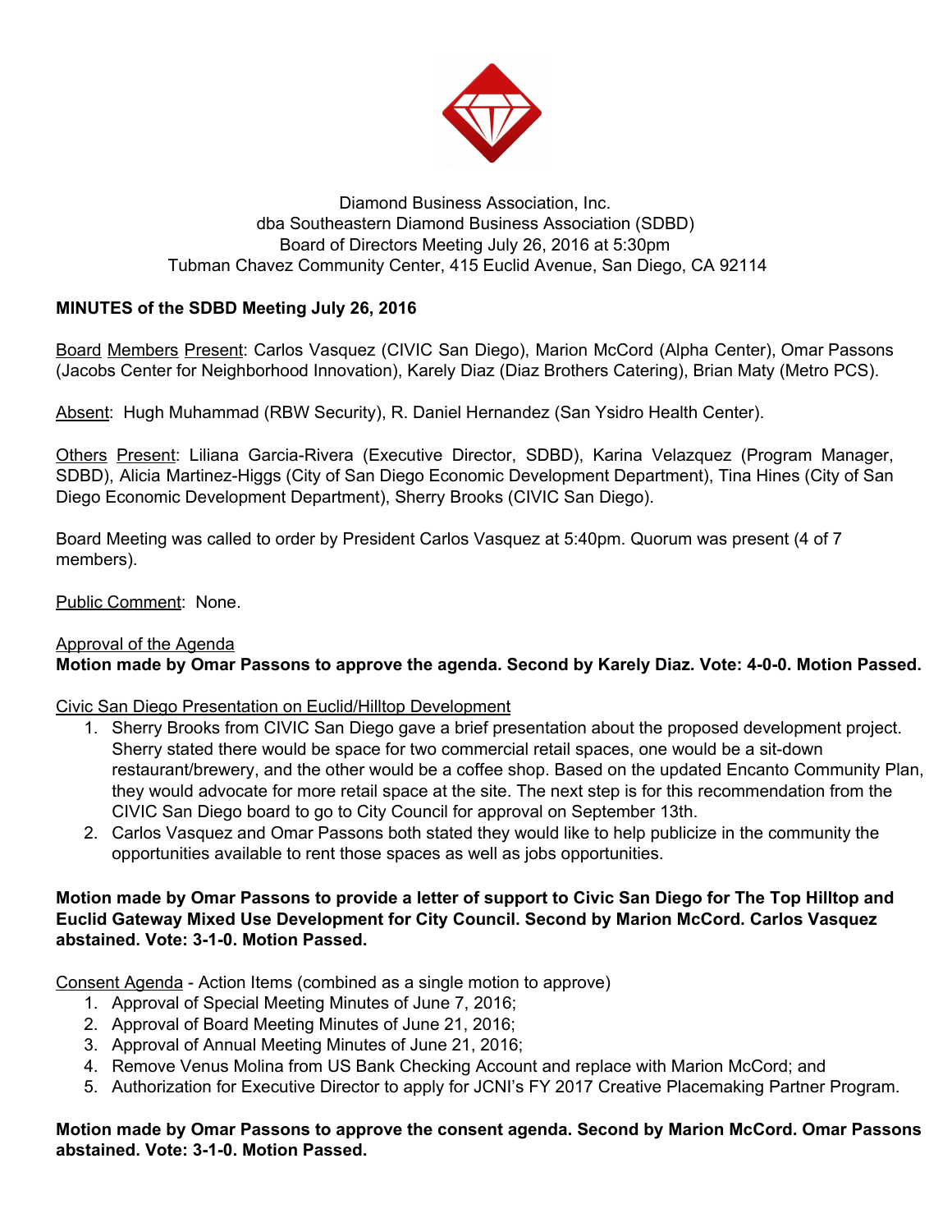Diamond Business Association, Inc.
dba Southeastern Diamond Business Association (SDBD)
Board of Directors Meeting July 26, 2016 at 5:30pm
Tubman Chavez Community Center, 415 Euclid Avenue, San Diego, CA 92114

**MINUTES of the SDBD Meeting July 26, 2016**

Board Members Present: Carlos Vasquez (CIVIC San Diego), Marion McCord (Alpha Center), Omar Passons (Jacobs Center for Neighborhood Innovation), Karely Diaz (Diaz Brothers Catering), Brian Maty (Metro PCS).

Absent: Hugh Muhammad (RBW Security), R. Daniel Hernandez (San Ysidro Health Center).

Others Present: Liliana Garcia-Rivera (Executive Director, SDBD), Karina Velazquez (Program Manager, SDBD), Alicia Martinez-Higgs (City of San Diego Economic Development Department), Tina Hines (City of San Diego Economic Development Department), Sherry Brooks (CIVIC San Diego).

Board Meeting was called to order by President Carlos Vasquez at 5:40pm. Quorum was present (4 of 7 members).

Public Comment: None.

Approval of the Agenda
**Motion made by Omar Passons to approve the agenda. Second by Karely Diaz. Vote: 4-0-0. Motion Passed.**

Civic San Diego Presentation on Euclid/Hilltop Development

1. Sherry Brooks from CIVIC San Diego gave a brief presentation about the proposed development project. Sherry stated there would be space for two commercial retail spaces, one would be a sit-down restaurant/brewery, and the other would be a coffee shop. Based on the updated Encanto Community Plan, they would advocate for more retail space at the site. The next step is for this recommendation from the CIVIC San Diego board to go to City Council for approval on September 13th.
2. Carlos Vasquez and Omar Passons both stated they would like to help publicize in the community the opportunities available to rent those spaces as well as jobs opportunities.

**Motion made by Omar Passons to provide a letter of support to Civic San Diego for The Top Hilltop and Euclid Gateway Mixed Use Development for City Council. Second by Marion McCord. Carlos Vasquez abstained. Vote: 3-1-0. Motion Passed.**

Consent Agenda - Action Items (combined as a single motion to approve)

1. Approval of Special Meeting Minutes of June 7, 2016;
2. Approval of Board Meeting Minutes of June 21, 2016;
3. Approval of Annual Meeting Minutes of June 21, 2016;
4. Remove Venus Molina from US Bank Checking Account and replace with Marion McCord; and
5. Authorization for Executive Director to apply for JCNI's FY 2017 Creative Placemaking Partner Program.

**Motion made by Omar Passons to approve the consent agenda. Second by Marion McCord. Omar Passons abstained. Vote: 3-1-0. Motion Passed.**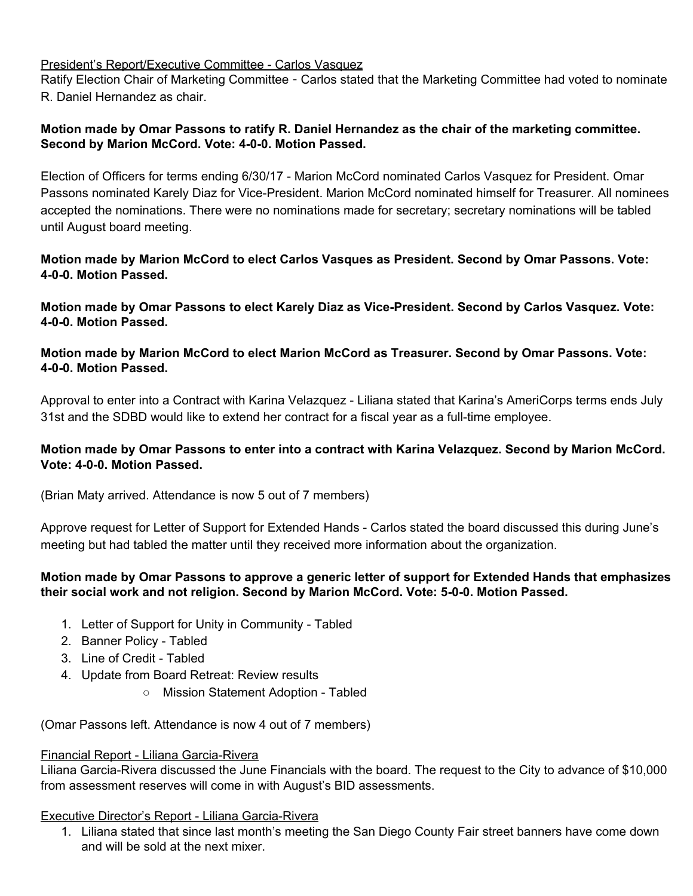<u>President's Report/Executive Committee - Carlos Vasquez</u>

Ratify Election Chair of Marketing Committee - Carlos stated that the Marketing Committee had voted to nominate R. Daniel Hernandez as chair.

**Motion made by Omar Passons to ratify R. Daniel Hernandez as the chair of the marketing committee. Second by Marion McCord. Vote: 4-0-0. Motion Passed.**

Election of Officers for terms ending 6/30/17 - Marion McCord nominated Carlos Vasquez for President. Omar Passons nominated Karely Diaz for Vice-President. Marion McCord nominated himself for Treasurer. All nominees accepted the nominations. There were no nominations made for secretary; secretary nominations will be tabled until August board meeting.

**Motion made by Marion McCord to elect Carlos Vasques as President. Second by Omar Passons. Vote: 4-0-0. Motion Passed.**

**Motion made by Omar Passons to elect Karely Diaz as Vice-President. Second by Carlos Vasquez. Vote: 4-0-0. Motion Passed.**

**Motion made by Marion McCord to elect Marion McCord as Treasurer. Second by Omar Passons. Vote: 4-0-0. Motion Passed.**

Approval to enter into a Contract with Karina Velazquez - Liliana stated that Karina's AmeriCorps terms ends July 31st and the SDBD would like to extend her contract for a fiscal year as a full-time employee.

**Motion made by Omar Passons to enter into a contract with Karina Velazquez. Second by Marion McCord. Vote: 4-0-0. Motion Passed.**

(Brian Maty arrived. Attendance is now 5 out of 7 members)

Approve request for Letter of Support for Extended Hands - Carlos stated the board discussed this during June's meeting but had tabled the matter until they received more information about the organization.

**Motion made by Omar Passons to approve a generic letter of support for Extended Hands that emphasizes their social work and not religion. Second by Marion McCord. Vote: 5-0-0. Motion Passed.**

1. Letter of Support for Unity in Community - Tabled
2. Banner Policy - Tabled
3. Line of Credit - Tabled
4. Update from Board Retreat: Review results
    - Mission Statement Adoption - Tabled

(Omar Passons left. Attendance is now 4 out of 7 members)

<u>Financial Report - Liliana Garcia-Rivera</u>

Liliana Garcia-Rivera discussed the June Financials with the board. The request to the City to advance of $10,000 from assessment reserves will come in with August's BID assessments.

<u>Executive Director's Report - Liliana Garcia-Rivera</u>

1. Liliana stated that since last month's meeting the San Diego County Fair street banners have come down and will be sold at the next mixer.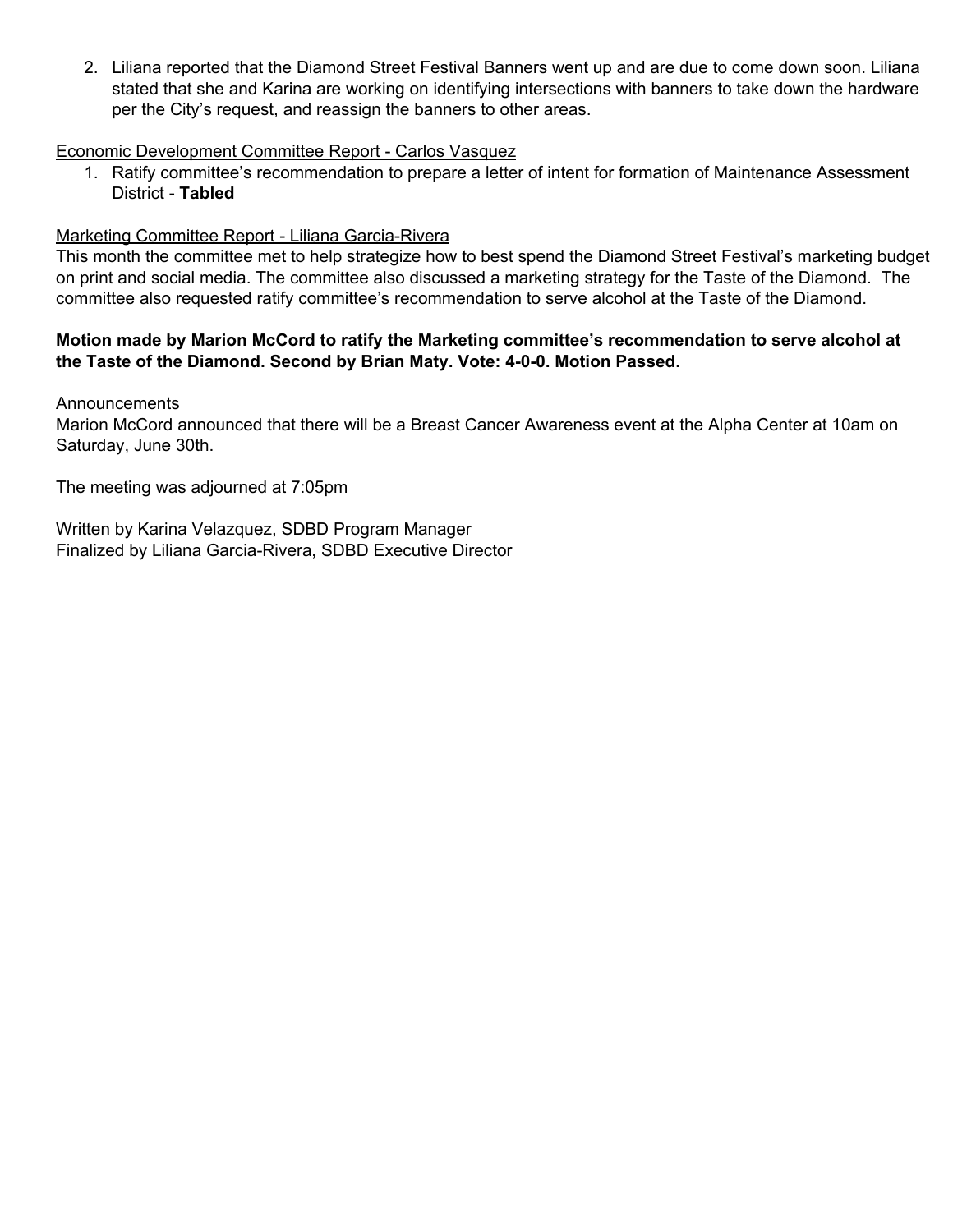2. Liliana reported that the Diamond Street Festival Banners went up and are due to come down soon. Liliana stated that she and Karina are working on identifying intersections with banners to take down the hardware per the City's request, and reassign the banners to other areas.

<u>Economic Development Committee Report - Carlos Vasquez</u>

1. Ratify committee's recommendation to prepare a letter of intent for formation of Maintenance Assessment District - **Tabled**

<u>Marketing Committee Report - Liliana Garcia-Rivera</u>

This month the committee met to help strategize how to best spend the Diamond Street Festival's marketing budget on print and social media. The committee also discussed a marketing strategy for the Taste of the Diamond. The committee also requested ratify committee's recommendation to serve alcohol at the Taste of the Diamond.

**Motion made by Marion McCord to ratify the Marketing committee's recommendation to serve alcohol at the Taste of the Diamond. Second by Brian Maty. Vote: 4-0-0. Motion Passed.**

<u>Announcements</u>

Marion McCord announced that there will be a Breast Cancer Awareness event at the Alpha Center at 10am on Saturday, June 30th.

The meeting was adjourned at 7:05pm

Written by Karina Velazquez, SDBD Program Manager
Finalized by Liliana Garcia-Rivera, SDBD Executive Director